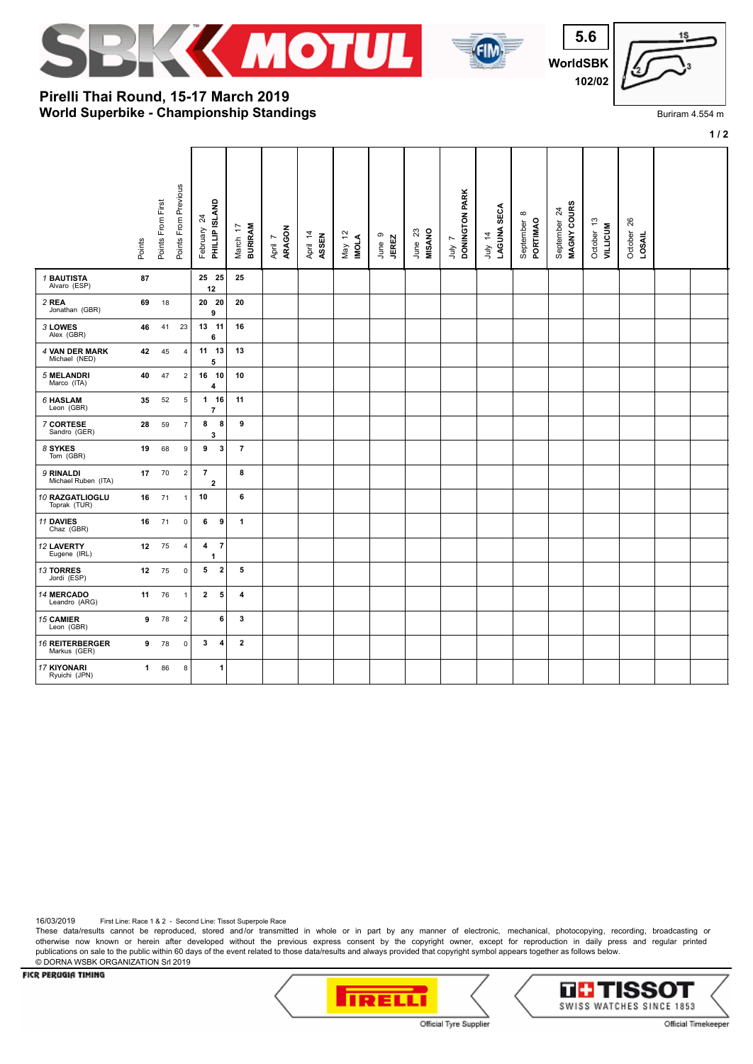# Pirelli Thai Round, 15-17 March 2019
## World Superbike - Championship Standings

5.6 WorldSBK 102/02

Buriram 4.554 m

| Rider | Points | Points From First | Points From Previous | February 24 PHILLIP ISLAND | March 17 BURIRAM | April 7 ARAGON | April 14 ASSEN | May 12 IMOLA | June 9 JEREZ | June 23 MISANO | July 7 DONINGTON PARK | July 14 LAGUNA SECA | September 8 PORTIMAO | September 24 MAGNY COURS | October 13 VILLICUM | October 26 LOSAIL | | |
|---|---|---|---|---|---|---|---|---|---|---|---|---|---|---|---|---|---|---|
| 1 BAUTISTA Alvaro (ESP) | 87 | | | 25 25 12 | 25 | | | | | | | | | | | | | |
| 2 REA Jonathan (GBR) | 69 | 18 | | 20 20 9 | 20 | | | | | | | | | | | | | |
| 3 LOWES Alex (GBR) | 46 | 41 | 23 | 13 11 6 | 16 | | | | | | | | | | | | | |
| 4 VAN DER MARK Michael (NED) | 42 | 45 | 4 | 11 13 5 | 13 | | | | | | | | | | | | | |
| 5 MELANDRI Marco (ITA) | 40 | 47 | 2 | 16 10 4 | 10 | | | | | | | | | | | | | |
| 6 HASLAM Leon (GBR) | 35 | 52 | 5 | 1 16 7 | 11 | | | | | | | | | | | | | |
| 7 CORTESE Sandro (GER) | 28 | 59 | 7 | 8 8 3 | 9 | | | | | | | | | | | | | |
| 8 SYKES Tom (GBR) | 19 | 68 | 9 | 9 3 | 7 | | | | | | | | | | | | | |
| 9 RINALDI Michael Ruben (ITA) | 17 | 70 | 2 | 7 2 | 8 | | | | | | | | | | | | | |
| 10 RAZGATLIOGLU Toprak (TUR) | 16 | 71 | 1 | 10 | 6 | | | | | | | | | | | | | |
| 11 DAVIES Chaz (GBR) | 16 | 71 | 0 | 6 9 | 1 | | | | | | | | | | | | | |
| 12 LAVERTY Eugene (IRL) | 12 | 75 | 4 | 4 7 1 | | | | | | | | | | | | | | |
| 13 TORRES Jordi (ESP) | 12 | 75 | 0 | 5 2 | 5 | | | | | | | | | | | | | |
| 14 MERCADO Leandro (ARG) | 11 | 76 | 1 | 2 5 | 4 | | | | | | | | | | | | | |
| 15 CAMIER Leon (GBR) | 9 | 78 | 2 | 6 | 3 | | | | | | | | | | | | | |
| 16 REITERBERGER Markus (GER) | 9 | 78 | 0 | 3 4 | 2 | | | | | | | | | | | | | |
| 17 KIYONARI Ryuichi (JPN) | 1 | 86 | 8 | 1 | | | | | | | | | | | | | | |

16/03/2019 First Line: Race 1 & 2 - Second Line: Tissot Superpole Race

These data/results cannot be reproduced, stored and/or transmitted in whole or in part by any manner of electronic, mechanical, photocopying, recording, broadcasting or otherwise now known or herein after developed without the previous express consent by the copyright owner, except for reproduction in daily press and regular printed publications on sale to the public within 60 days of the event related to those data/results and always provided that copyright symbol appears together as follows below.

© DORNA WSBK ORGANIZATION Srl 2019

FICR PERUGIA TIMING

Official Tyre Supplier

Official Timekeeper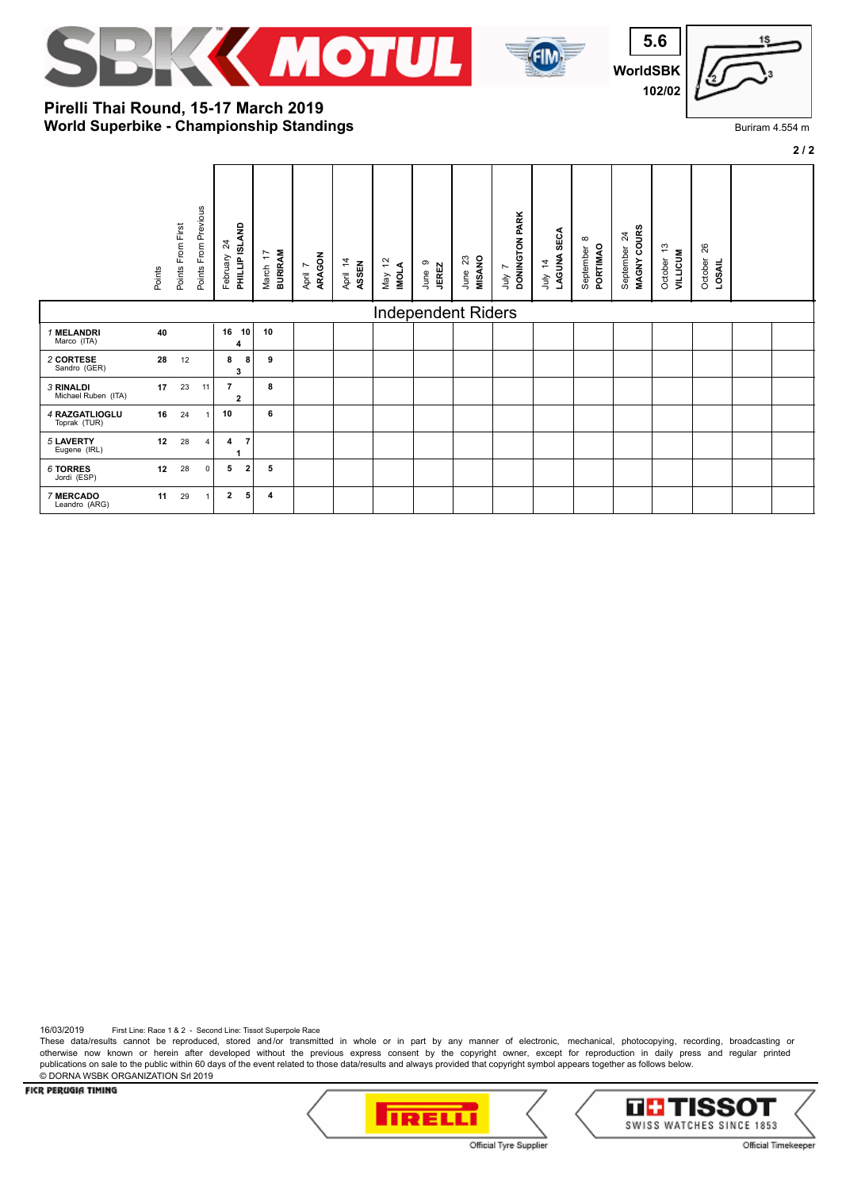# Pirelli Thai Round, 15-17 March 2019
## World Superbike - Championship Standings

5.6
WorldSBK
102/02

Buriram 4.554 m

| | Points | Points From First | Points From Previous | February 24 PHILLIP ISLAND | March 17 BURIRAM | April 7 ARAGON | April 14 ASSEN | May 12 IMOLA | June 9 JEREZ | June 23 MISANO | July 7 DONINGTON PARK | July 14 LAGUNA SECA | September 8 PORTIMAO | September 24 MAGNY COURS | October 13 VILLICUM | October 26 LOSAIL | | |
|---|---|---|---|---|---|---|---|---|---|---|---|---|---|---|---|---|---|---|
| **Independent Riders** | | | | | | | | | | | | | | | | | | |
| 1 **MELANDRI** Marco (ITA) | 40 | | | 16 10 / 4 | 10 | | | | | | | | | | | | | |
| 2 **CORTESE** Sandro (GER) | 28 | 12 | | 8 8 / 3 | 9 | | | | | | | | | | | | | |
| 3 **RINALDI** Michael Ruben (ITA) | 17 | 23 | 11 | 7 / 2 | 8 | | | | | | | | | | | | | |
| 4 **RAZGATLIOGLU** Toprak (TUR) | 16 | 24 | 1 | 10 | 6 | | | | | | | | | | | | | |
| 5 **LAVERTY** Eugene (IRL) | 12 | 28 | 4 | 4 7 / 1 | | | | | | | | | | | | | | |
| 6 **TORRES** Jordi (ESP) | 12 | 28 | 0 | 5 2 | 5 | | | | | | | | | | | | | |
| 7 **MERCADO** Leandro (ARG) | 11 | 29 | 1 | 2 5 | 4 | | | | | | | | | | | | | |

16/03/2019 First Line: Race 1 & 2 - Second Line: Tissot Superpole Race

These data/results cannot be reproduced, stored and/or transmitted in whole or in part by any manner of electronic, mechanical, photocopying, recording, broadcasting or otherwise now known or herein after developed without the previous express consent by the copyright owner, except for reproduction in daily press and regular printed publications on sale to the public within 60 days of the event related to those data/results and always provided that copyright symbol appears together as follows below.

© DORNA WSBK ORGANIZATION Srl 2019

FICR PERUGIA TIMING

Official Tyre Supplier

Official Timekeeper